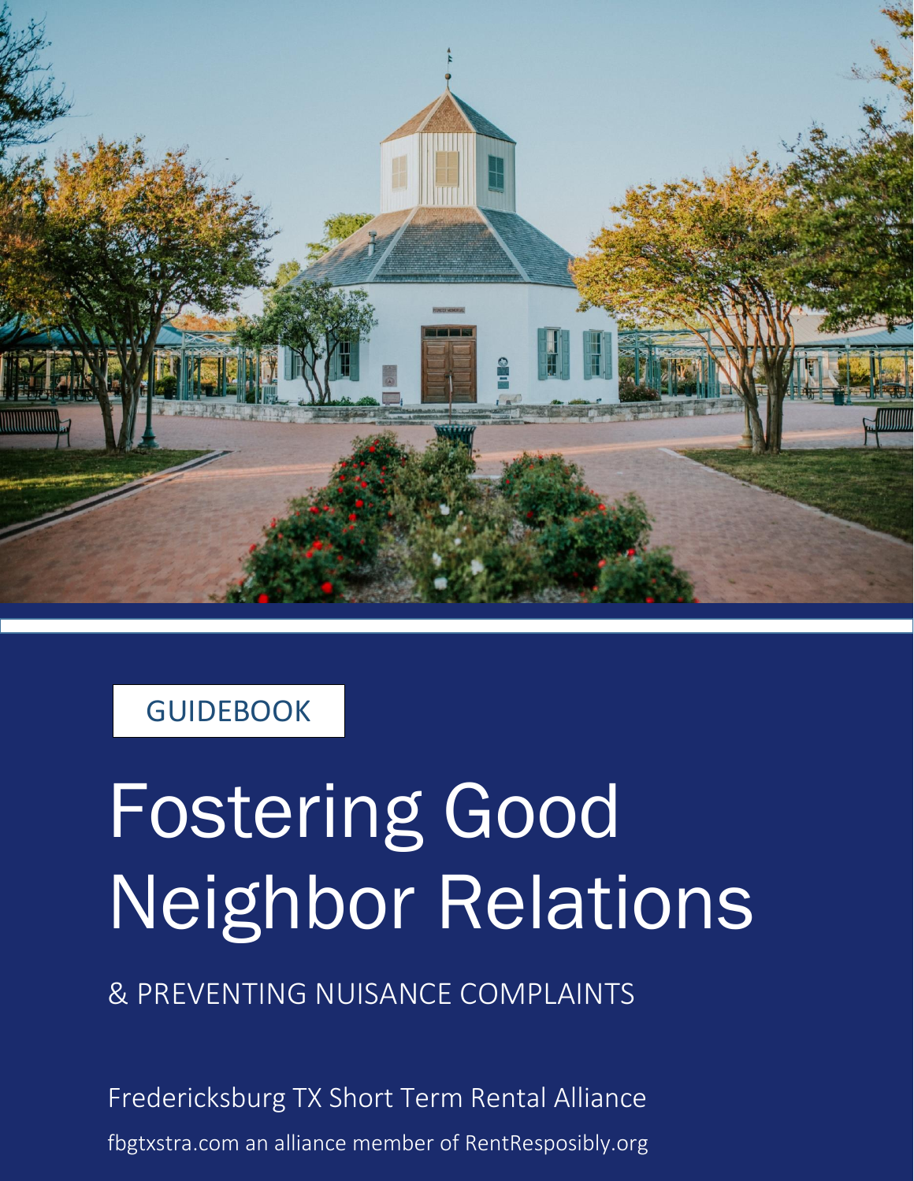GUIDEBOOK

# Fostering Good Neighbor Relations

## & PREVENTING NUISANCE COMPLAINTS

Fredericksburg TX Short Term Rental Alliance

fbgtxstra.com an alliance member of RentResposibly.org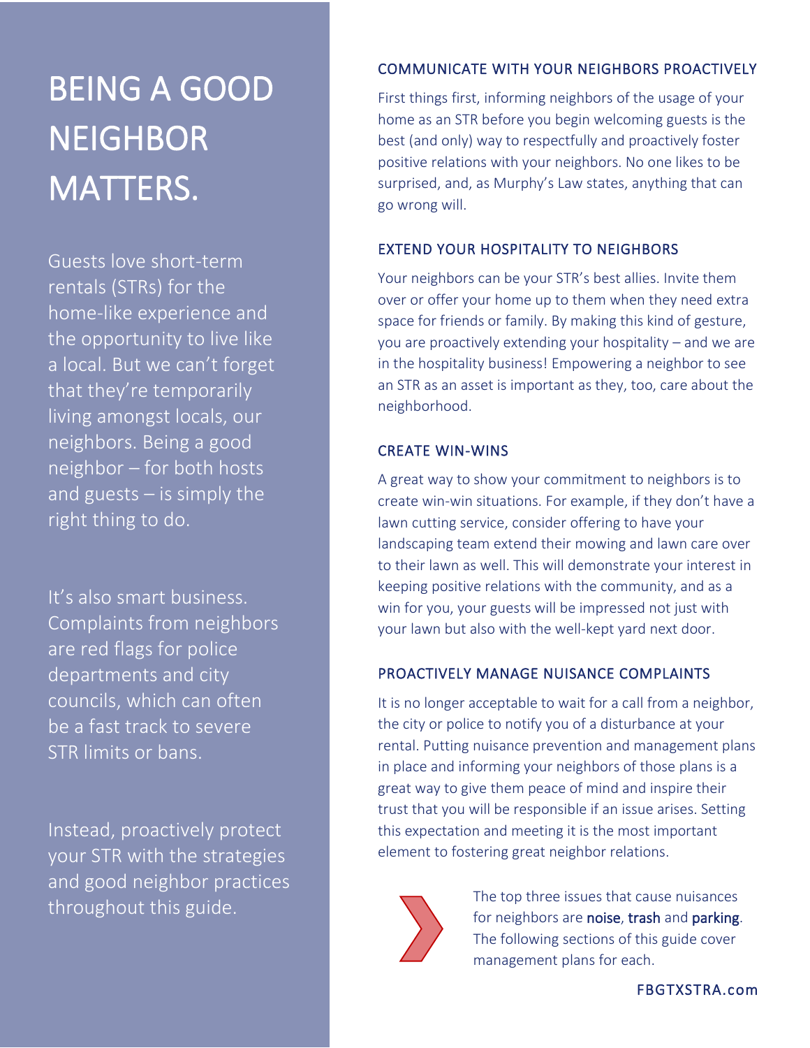# BEING A GOOD NEIGHBOR MATTERS.

Guests love short-term rentals (STRs) for the home-like experience and the opportunity to live like a local. But we can't forget that they're temporarily living amongst locals, our neighbors. Being a good neighbor – for both hosts and guests – is simply the right thing to do.

It's also smart business. Complaints from neighbors are red flags for police departments and city councils, which can often be a fast track to severe STR limits or bans.

Instead, proactively protect your STR with the strategies and good neighbor practices throughout this guide.

## COMMUNICATE WITH YOUR NEIGHBORS PROACTIVELY

First things first, informing neighbors of the usage of your home as an STR before you begin welcoming guests is the best (and only) way to respectfully and proactively foster positive relations with your neighbors. No one likes to be surprised, and, as Murphy's Law states, anything that can go wrong will.

## EXTEND YOUR HOSPITALITY TO NEIGHBORS

Your neighbors can be your STR's best allies. Invite them over or offer your home up to them when they need extra space for friends or family. By making this kind of gesture, you are proactively extending your hospitality – and we are in the hospitality business! Empowering a neighbor to see an STR as an asset is important as they, too, care about the neighborhood.

## CREATE WIN-WINS

A great way to show your commitment to neighbors is to create win-win situations. For example, if they don't have a lawn cutting service, consider offering to have your landscaping team extend their mowing and lawn care over to their lawn as well. This will demonstrate your interest in keeping positive relations with the community, and as a win for you, your guests will be impressed not just with your lawn but also with the well-kept yard next door.

## PROACTIVELY MANAGE NUISANCE COMPLAINTS

It is no longer acceptable to wait for a call from a neighbor, the city or police to notify you of a disturbance at your rental. Putting nuisance prevention and management plans in place and informing your neighbors of those plans is a great way to give them peace of mind and inspire their trust that you will be responsible if an issue arises. Setting this expectation and meeting it is the most important element to fostering great neighbor relations.

The top three issues that cause nuisances for neighbors are **noise**, **trash** and **parking**. The following sections of this guide cover management plans for each.

FBGTXSTRA.com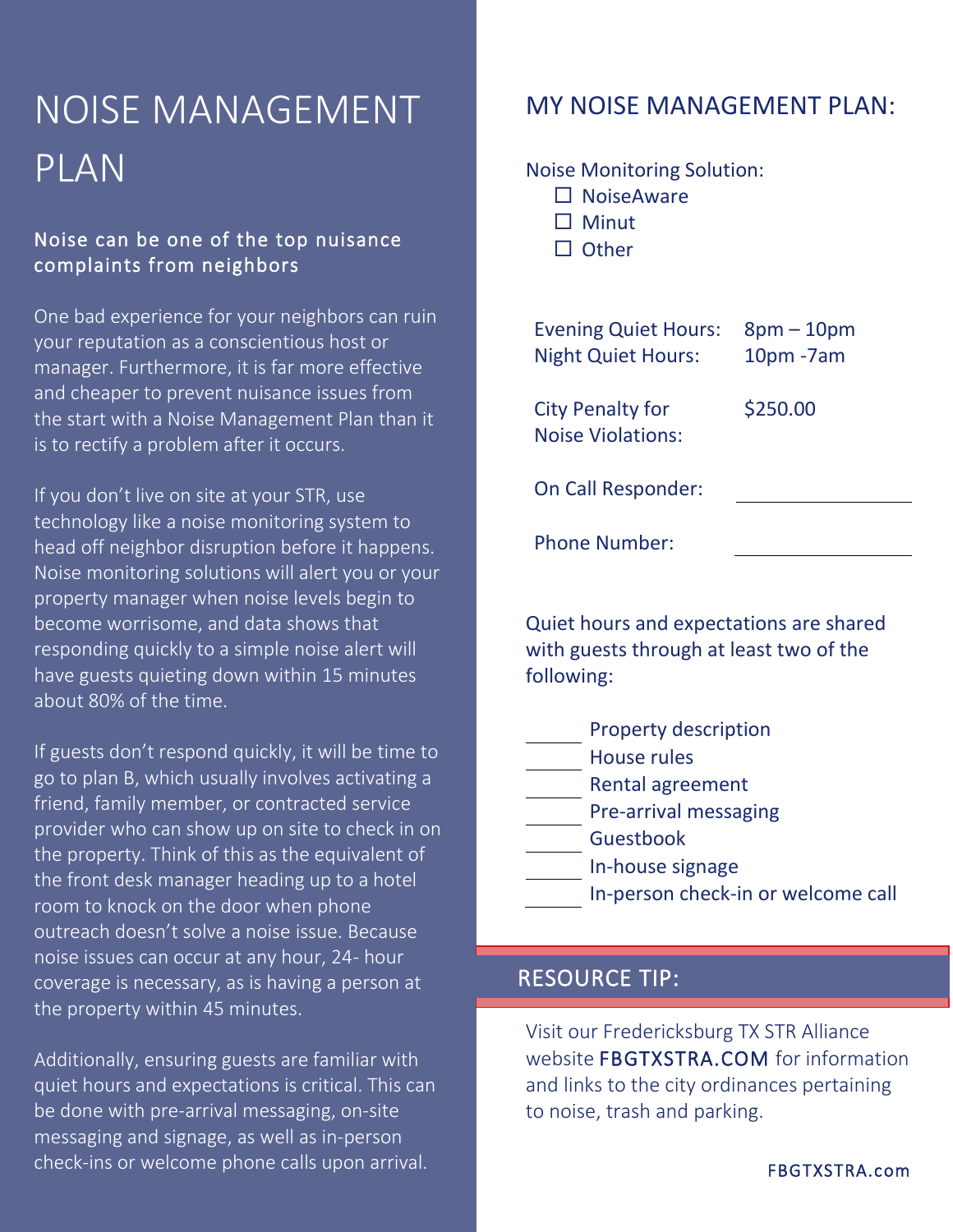# NOISE MANAGEMENT PLAN

## Noise can be one of the top nuisance complaints from neighbors

One bad experience for your neighbors can ruin your reputation as a conscientious host or manager. Furthermore, it is far more effective and cheaper to prevent nuisance issues from the start with a Noise Management Plan than it is to rectify a problem after it occurs.

If you don't live on site at your STR, use technology like a noise monitoring system to head off neighbor disruption before it happens. Noise monitoring solutions will alert you or your property manager when noise levels begin to become worrisome, and data shows that responding quickly to a simple noise alert will have guests quieting down within 15 minutes about 80% of the time.

If guests don't respond quickly, it will be time to go to plan B, which usually involves activating a friend, family member, or contracted service provider who can show up on site to check in on the property. Think of this as the equivalent of the front desk manager heading up to a hotel room to knock on the door when phone outreach doesn't solve a noise issue. Because noise issues can occur at any hour, 24- hour coverage is necessary, as is having a person at the property within 45 minutes.

Additionally, ensuring guests are familiar with quiet hours and expectations is critical. This can be done with pre-arrival messaging, on-site messaging and signage, as well as in-person check-ins or welcome phone calls upon arrival.

## MY NOISE MANAGEMENT PLAN:

Noise Monitoring Solution:

- ☐ NoiseAware
- ☐ Minut
- ☐ Other

| | |
|---|---|
| Evening Quiet Hours: | 8pm – 10pm |
| Night Quiet Hours: | 10pm -7am |
| City Penalty for Noise Violations: | $250.00 |
| On Call Responder: | ______________ |
| Phone Number: | ______________ |

Quiet hours and expectations are shared with guests through at least two of the following:

- ______ Property description
- ______ House rules
- ______ Rental agreement
- ______ Pre-arrival messaging
- ______ Guestbook
- ______ In-house signage
- ______ In-person check-in or welcome call

## RESOURCE TIP:

Visit our Fredericksburg TX STR Alliance website FBGTXSTRA.COM for information and links to the city ordinances pertaining to noise, trash and parking.

FBGTXSTRA.com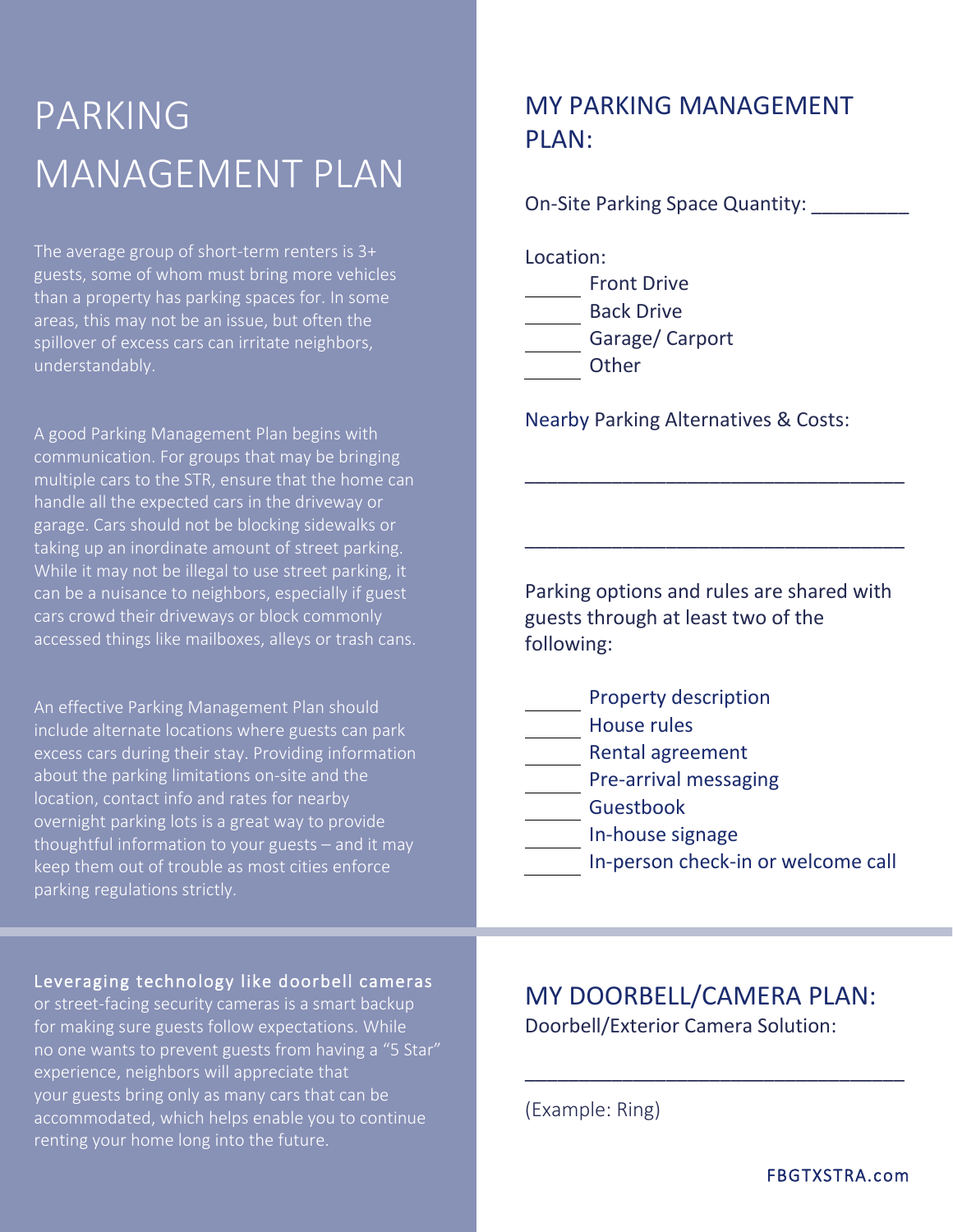# PARKING MANAGEMENT PLAN

The average group of short-term renters is 3+ guests, some of whom must bring more vehicles than a property has parking spaces for. In some areas, this may not be an issue, but often the spillover of excess cars can irritate neighbors, understandably.

A good Parking Management Plan begins with communication. For groups that may be bringing multiple cars to the STR, ensure that the home can handle all the expected cars in the driveway or garage. Cars should not be blocking sidewalks or taking up an inordinate amount of street parking. While it may not be illegal to use street parking, it can be a nuisance to neighbors, especially if guest cars crowd their driveways or block commonly accessed things like mailboxes, alleys or trash cans.

An effective Parking Management Plan should include alternate locations where guests can park excess cars during their stay. Providing information about the parking limitations on-site and the location, contact info and rates for nearby overnight parking lots is a great way to provide thoughtful information to your guests – and it may keep them out of trouble as most cities enforce parking regulations strictly.

## MY PARKING MANAGEMENT PLAN:

On-Site Parking Space Quantity: _________

Location:

_____ Front Drive
_____ Back Drive
_____ Garage/ Carport
_____ Other

Nearby Parking Alternatives & Costs:

___________________________________

___________________________________

Parking options and rules are shared with guests through at least two of the following:

_____ Property description
_____ House rules
_____ Rental agreement
_____ Pre-arrival messaging
_____ Guestbook
_____ In-house signage
_____ In-person check-in or welcome call

Leveraging technology like doorbell cameras or street-facing security cameras is a smart backup for making sure guests follow expectations. While no one wants to prevent guests from having a "5 Star" experience, neighbors will appreciate that your guests bring only as many cars that can be accommodated, which helps enable you to continue renting your home long into the future.

## MY DOORBELL/CAMERA PLAN:

Doorbell/Exterior Camera Solution:

___________________________________

(Example: Ring)

FBGTXSTRA.com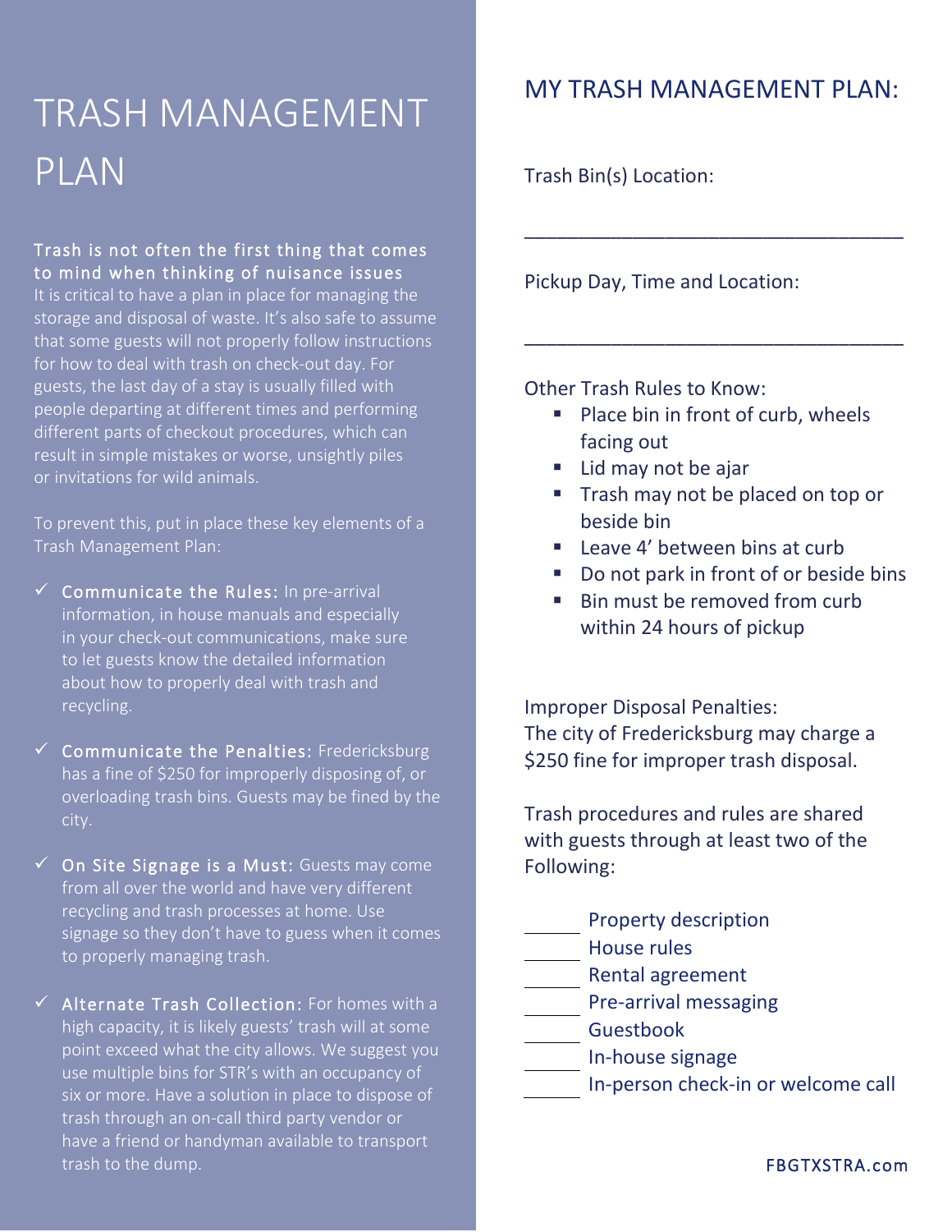# TRASH MANAGEMENT PLAN

**Trash is not often the first thing that comes to mind when thinking of nuisance issues**

It is critical to have a plan in place for managing the storage and disposal of waste. It's also safe to assume that some guests will not properly follow instructions for how to deal with trash on check-out day. For guests, the last day of a stay is usually filled with people departing at different times and performing different parts of checkout procedures, which can result in simple mistakes or worse, unsightly piles or invitations for wild animals.

To prevent this, put in place these key elements of a Trash Management Plan:

- ✓ **Communicate the Rules:** In pre-arrival information, in house manuals and especially in your check-out communications, make sure to let guests know the detailed information about how to properly deal with trash and recycling.
- ✓ **Communicate the Penalties:** Fredericksburg has a fine of $250 for improperly disposing of, or overloading trash bins. Guests may be fined by the city.
- ✓ **On Site Signage is a Must:** Guests may come from all over the world and have very different recycling and trash processes at home. Use signage so they don't have to guess when it comes to properly managing trash.
- ✓ **Alternate Trash Collection:** For homes with a high capacity, it is likely guests' trash will at some point exceed what the city allows. We suggest you use multiple bins for STR's with an occupancy of six or more. Have a solution in place to dispose of trash through an on-call third party vendor or have a friend or handyman available to transport trash to the dump.

## MY TRASH MANAGEMENT PLAN:

Trash Bin(s) Location:

___________________________________

Pickup Day, Time and Location:

___________________________________

Other Trash Rules to Know:

- Place bin in front of curb, wheels facing out
- Lid may not be ajar
- Trash may not be placed on top or beside bin
- Leave 4' between bins at curb
- Do not park in front of or beside bins
- Bin must be removed from curb within 24 hours of pickup

Improper Disposal Penalties:
The city of Fredericksburg may charge a $250 fine for improper trash disposal.

Trash procedures and rules are shared with guests through at least two of the Following:

_____ Property description
_____ House rules
_____ Rental agreement
_____ Pre-arrival messaging
_____ Guestbook
_____ In-house signage
_____ In-person check-in or welcome call

FBGTXSTRA.com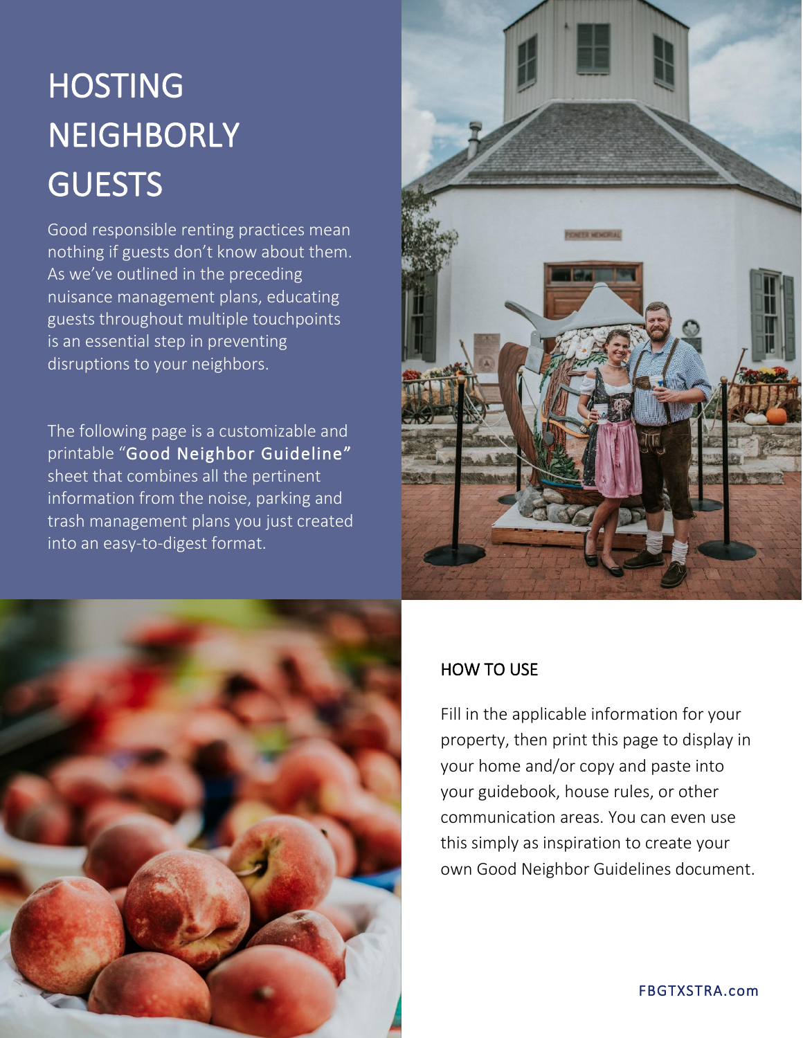# HOSTING NEIGHBORLY GUESTS

Good responsible renting practices mean nothing if guests don't know about them. As we've outlined in the preceding nuisance management plans, educating guests throughout multiple touchpoints is an essential step in preventing disruptions to your neighbors.

The following page is a customizable and printable "**Good Neighbor Guideline**" sheet that combines all the pertinent information from the noise, parking and trash management plans you just created into an easy-to-digest format.

## HOW TO USE

Fill in the applicable information for your property, then print this page to display in your home and/or copy and paste into your guidebook, house rules, or other communication areas. You can even use this simply as inspiration to create your own Good Neighbor Guidelines document.

FBGTXSTRA.com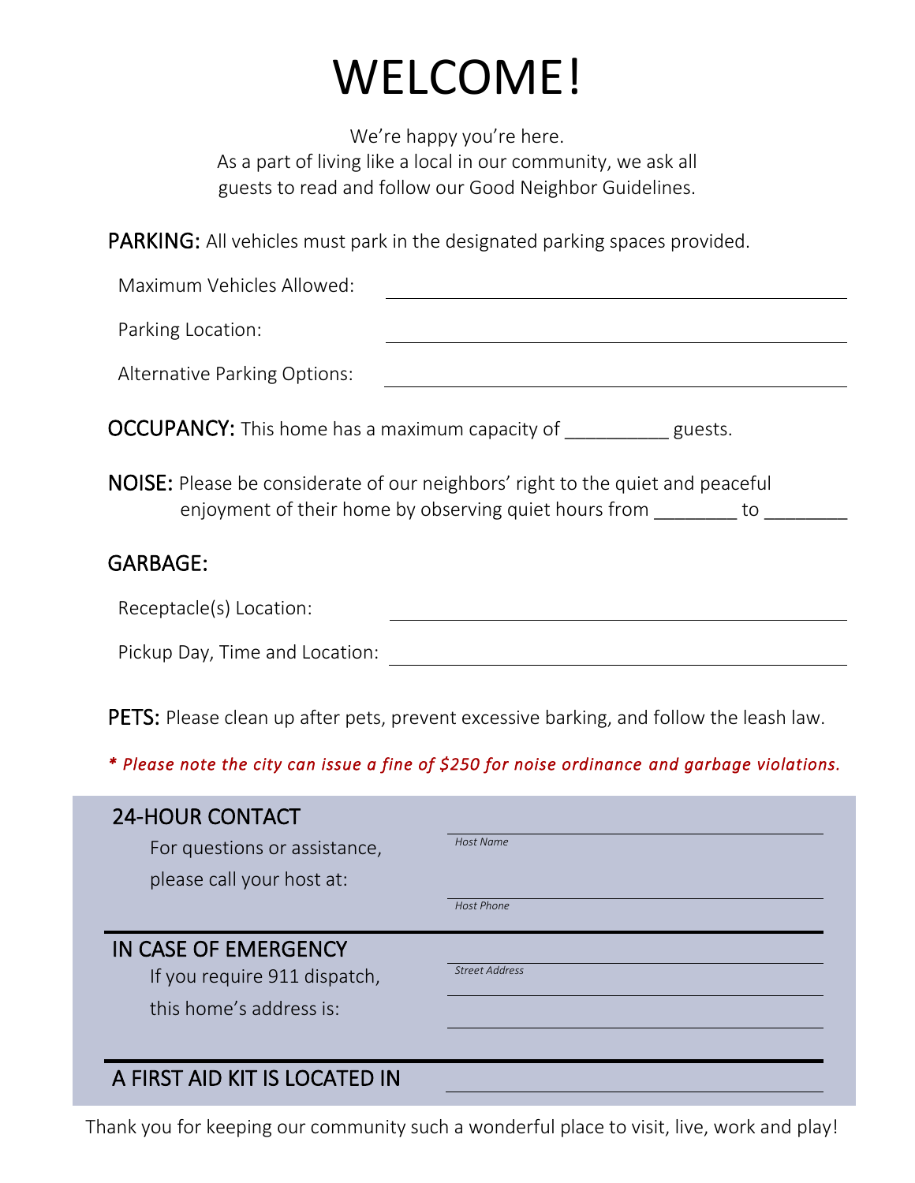# WELCOME!

We're happy you're here.
As a part of living like a local in our community, we ask all guests to read and follow our Good Neighbor Guidelines.

**PARKING:** All vehicles must park in the designated parking spaces provided.

Maximum Vehicles Allowed: ______________________________

Parking Location: ______________________________

Alternative Parking Options: ______________________________

**OCCUPANCY:** This home has a maximum capacity of __________ guests.

**NOISE:** Please be considerate of our neighbors' right to the quiet and peaceful enjoyment of their home by observing quiet hours from ________ to ________

**GARBAGE:**

Receptacle(s) Location: ______________________________

Pickup Day, Time and Location: ______________________________

**PETS:** Please clean up after pets, prevent excessive barking, and follow the leash law.

*\* Please note the city can issue a fine of $250 for noise ordinance and garbage violations.*

## 24-HOUR CONTACT

For questions or assistance, please call your host at:

______________________________
*Host Name*

______________________________
*Host Phone*

## IN CASE OF EMERGENCY

If you require 911 dispatch, this home's address is:

______________________________
*Street Address*

______________________________

______________________________

## A FIRST AID KIT IS LOCATED IN

______________________________

Thank you for keeping our community such a wonderful place to visit, live, work and play!